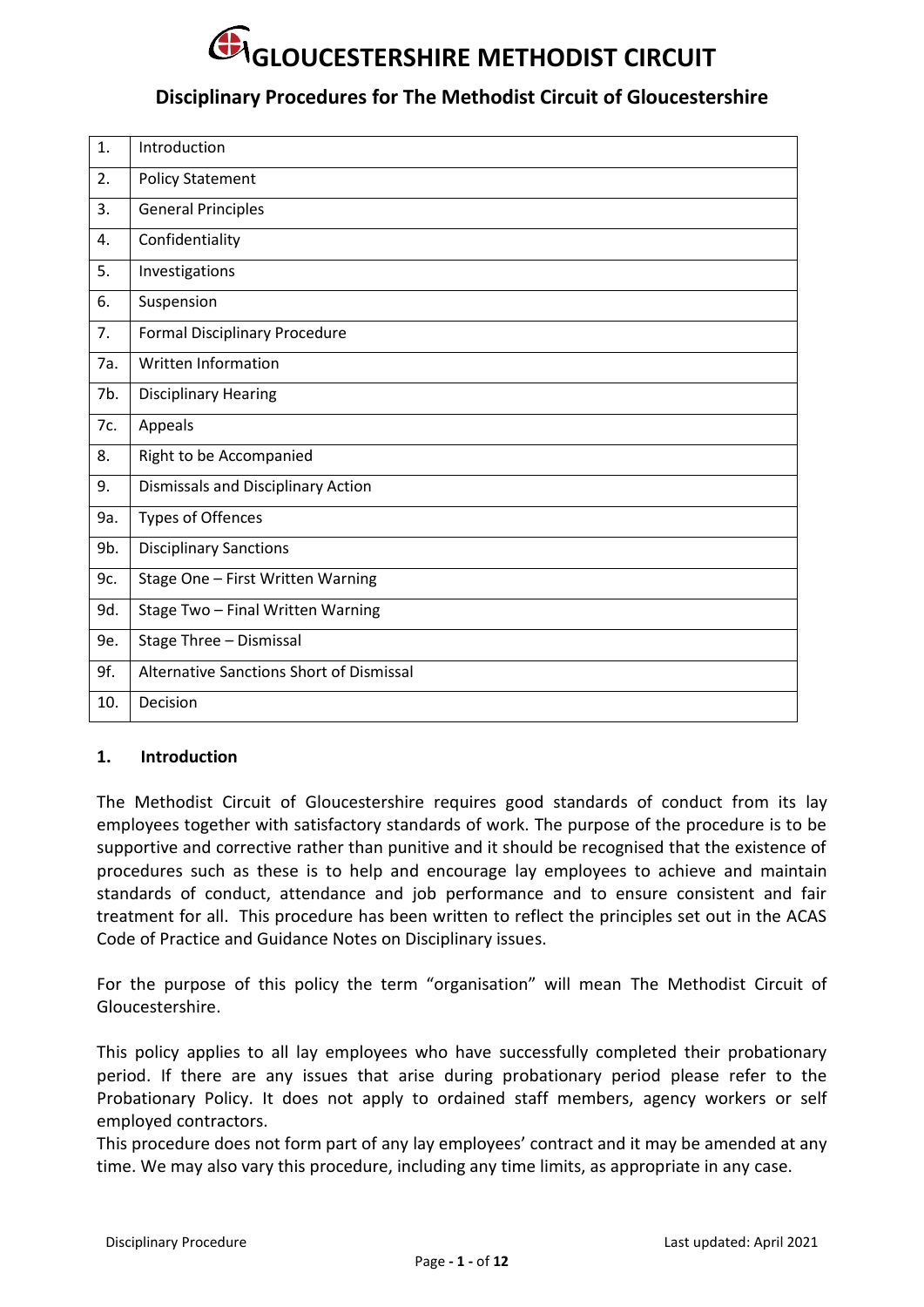# GLOUCESTERSHIRE METHODIST CIRCUIT

## Disciplinary Procedures for The Methodist Circuit of Gloucestershire

| | |
|---|---|
| 1. | Introduction |
| 2. | Policy Statement |
| 3. | General Principles |
| 4. | Confidentiality |
| 5. | Investigations |
| 6. | Suspension |
| 7. | Formal Disciplinary Procedure |
| 7a. | Written Information |
| 7b. | Disciplinary Hearing |
| 7c. | Appeals |
| 8. | Right to be Accompanied |
| 9. | Dismissals and Disciplinary Action |
| 9a. | Types of Offences |
| 9b. | Disciplinary Sanctions |
| 9c. | Stage One – First Written Warning |
| 9d. | Stage Two – Final Written Warning |
| 9e. | Stage Three – Dismissal |
| 9f. | Alternative Sanctions Short of Dismissal |
| 10. | Decision |

### 1. Introduction

The Methodist Circuit of Gloucestershire requires good standards of conduct from its lay employees together with satisfactory standards of work. The purpose of the procedure is to be supportive and corrective rather than punitive and it should be recognised that the existence of procedures such as these is to help and encourage lay employees to achieve and maintain standards of conduct, attendance and job performance and to ensure consistent and fair treatment for all. This procedure has been written to reflect the principles set out in the ACAS Code of Practice and Guidance Notes on Disciplinary issues.

For the purpose of this policy the term "organisation" will mean The Methodist Circuit of Gloucestershire.

This policy applies to all lay employees who have successfully completed their probationary period. If there are any issues that arise during probationary period please refer to the Probationary Policy. It does not apply to ordained staff members, agency workers or self employed contractors.

This procedure does not form part of any lay employees' contract and it may be amended at any time. We may also vary this procedure, including any time limits, as appropriate in any case.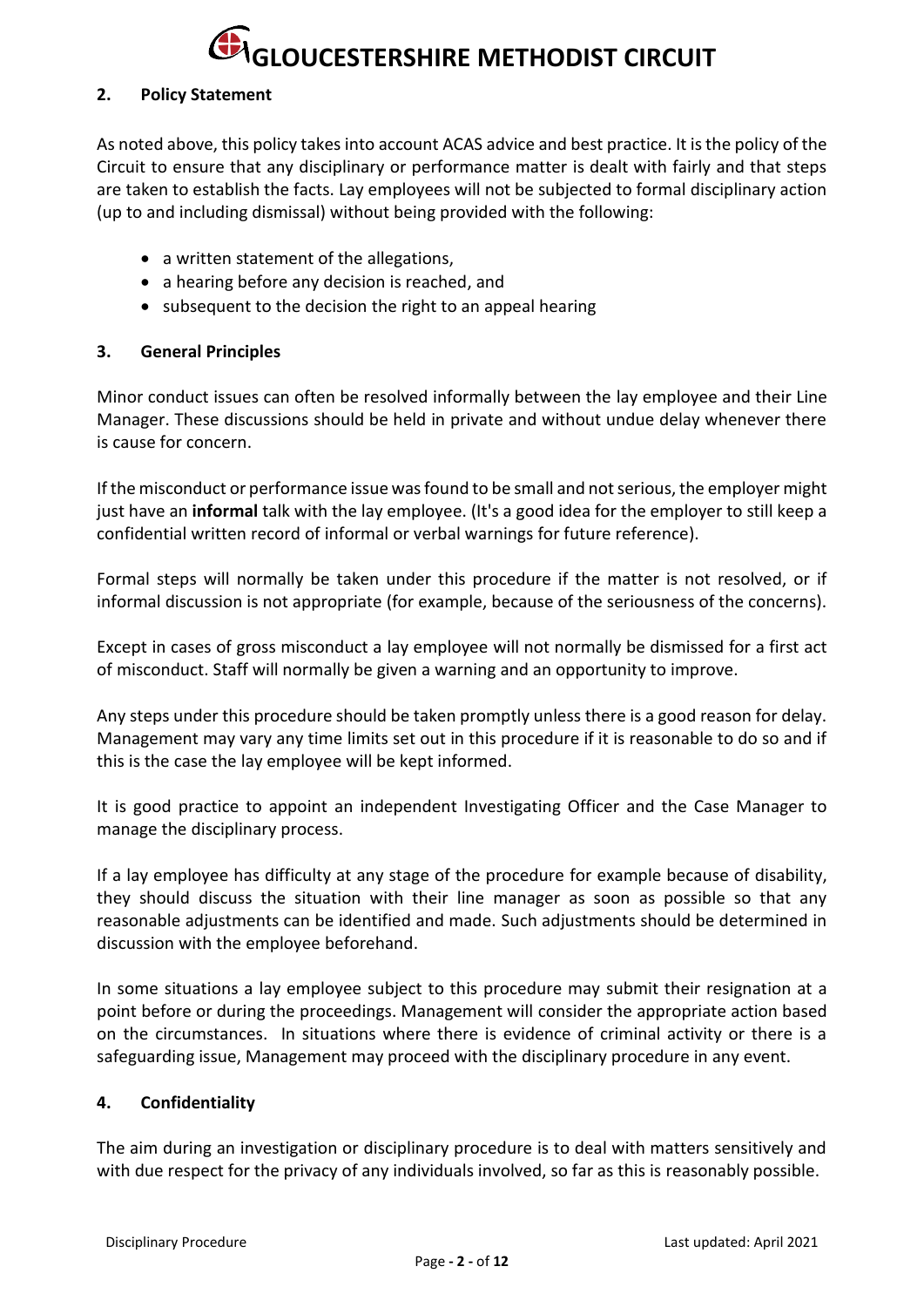## 2. Policy Statement

As noted above, this policy takes into account ACAS advice and best practice. It is the policy of the Circuit to ensure that any disciplinary or performance matter is dealt with fairly and that steps are taken to establish the facts. Lay employees will not be subjected to formal disciplinary action (up to and including dismissal) without being provided with the following:

- a written statement of the allegations,
- a hearing before any decision is reached, and
- subsequent to the decision the right to an appeal hearing

## 3. General Principles

Minor conduct issues can often be resolved informally between the lay employee and their Line Manager. These discussions should be held in private and without undue delay whenever there is cause for concern.

If the misconduct or performance issue was found to be small and not serious, the employer might just have an **informal** talk with the lay employee. (It's a good idea for the employer to still keep a confidential written record of informal or verbal warnings for future reference).

Formal steps will normally be taken under this procedure if the matter is not resolved, or if informal discussion is not appropriate (for example, because of the seriousness of the concerns).

Except in cases of gross misconduct a lay employee will not normally be dismissed for a first act of misconduct. Staff will normally be given a warning and an opportunity to improve.

Any steps under this procedure should be taken promptly unless there is a good reason for delay. Management may vary any time limits set out in this procedure if it is reasonable to do so and if this is the case the lay employee will be kept informed.

It is good practice to appoint an independent Investigating Officer and the Case Manager to manage the disciplinary process.

If a lay employee has difficulty at any stage of the procedure for example because of disability, they should discuss the situation with their line manager as soon as possible so that any reasonable adjustments can be identified and made. Such adjustments should be determined in discussion with the employee beforehand.

In some situations a lay employee subject to this procedure may submit their resignation at a point before or during the proceedings. Management will consider the appropriate action based on the circumstances. In situations where there is evidence of criminal activity or there is a safeguarding issue, Management may proceed with the disciplinary procedure in any event.

## 4. Confidentiality

The aim during an investigation or disciplinary procedure is to deal with matters sensitively and with due respect for the privacy of any individuals involved, so far as this is reasonably possible.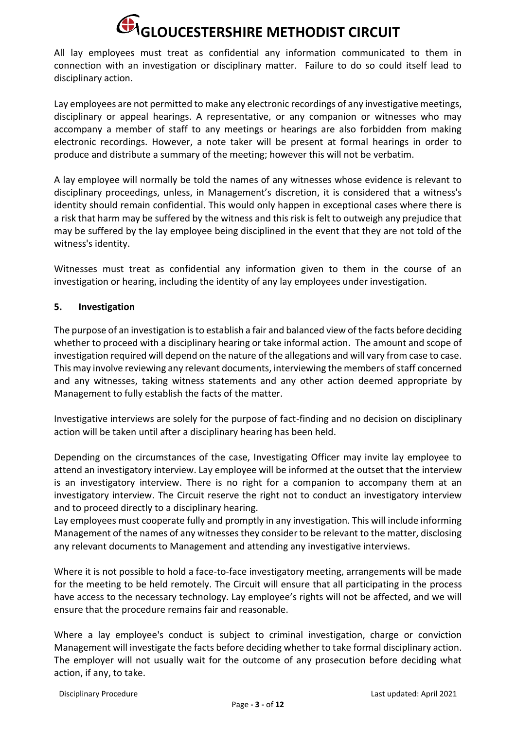All lay employees must treat as confidential any information communicated to them in connection with an investigation or disciplinary matter. Failure to do so could itself lead to disciplinary action.

Lay employees are not permitted to make any electronic recordings of any investigative meetings, disciplinary or appeal hearings. A representative, or any companion or witnesses who may accompany a member of staff to any meetings or hearings are also forbidden from making electronic recordings. However, a note taker will be present at formal hearings in order to produce and distribute a summary of the meeting; however this will not be verbatim.

A lay employee will normally be told the names of any witnesses whose evidence is relevant to disciplinary proceedings, unless, in Management's discretion, it is considered that a witness's identity should remain confidential. This would only happen in exceptional cases where there is a risk that harm may be suffered by the witness and this risk is felt to outweigh any prejudice that may be suffered by the lay employee being disciplined in the event that they are not told of the witness's identity.

Witnesses must treat as confidential any information given to them in the course of an investigation or hearing, including the identity of any lay employees under investigation.

## 5. Investigation

The purpose of an investigation is to establish a fair and balanced view of the facts before deciding whether to proceed with a disciplinary hearing or take informal action. The amount and scope of investigation required will depend on the nature of the allegations and will vary from case to case. This may involve reviewing any relevant documents, interviewing the members of staff concerned and any witnesses, taking witness statements and any other action deemed appropriate by Management to fully establish the facts of the matter.

Investigative interviews are solely for the purpose of fact-finding and no decision on disciplinary action will be taken until after a disciplinary hearing has been held.

Depending on the circumstances of the case, Investigating Officer may invite lay employee to attend an investigatory interview. Lay employee will be informed at the outset that the interview is an investigatory interview. There is no right for a companion to accompany them at an investigatory interview. The Circuit reserve the right not to conduct an investigatory interview and to proceed directly to a disciplinary hearing.
Lay employees must cooperate fully and promptly in any investigation. This will include informing Management of the names of any witnesses they consider to be relevant to the matter, disclosing any relevant documents to Management and attending any investigative interviews.

Where it is not possible to hold a face-to-face investigatory meeting, arrangements will be made for the meeting to be held remotely. The Circuit will ensure that all participating in the process have access to the necessary technology. Lay employee's rights will not be affected, and we will ensure that the procedure remains fair and reasonable.

Where a lay employee's conduct is subject to criminal investigation, charge or conviction Management will investigate the facts before deciding whether to take formal disciplinary action. The employer will not usually wait for the outcome of any prosecution before deciding what action, if any, to take.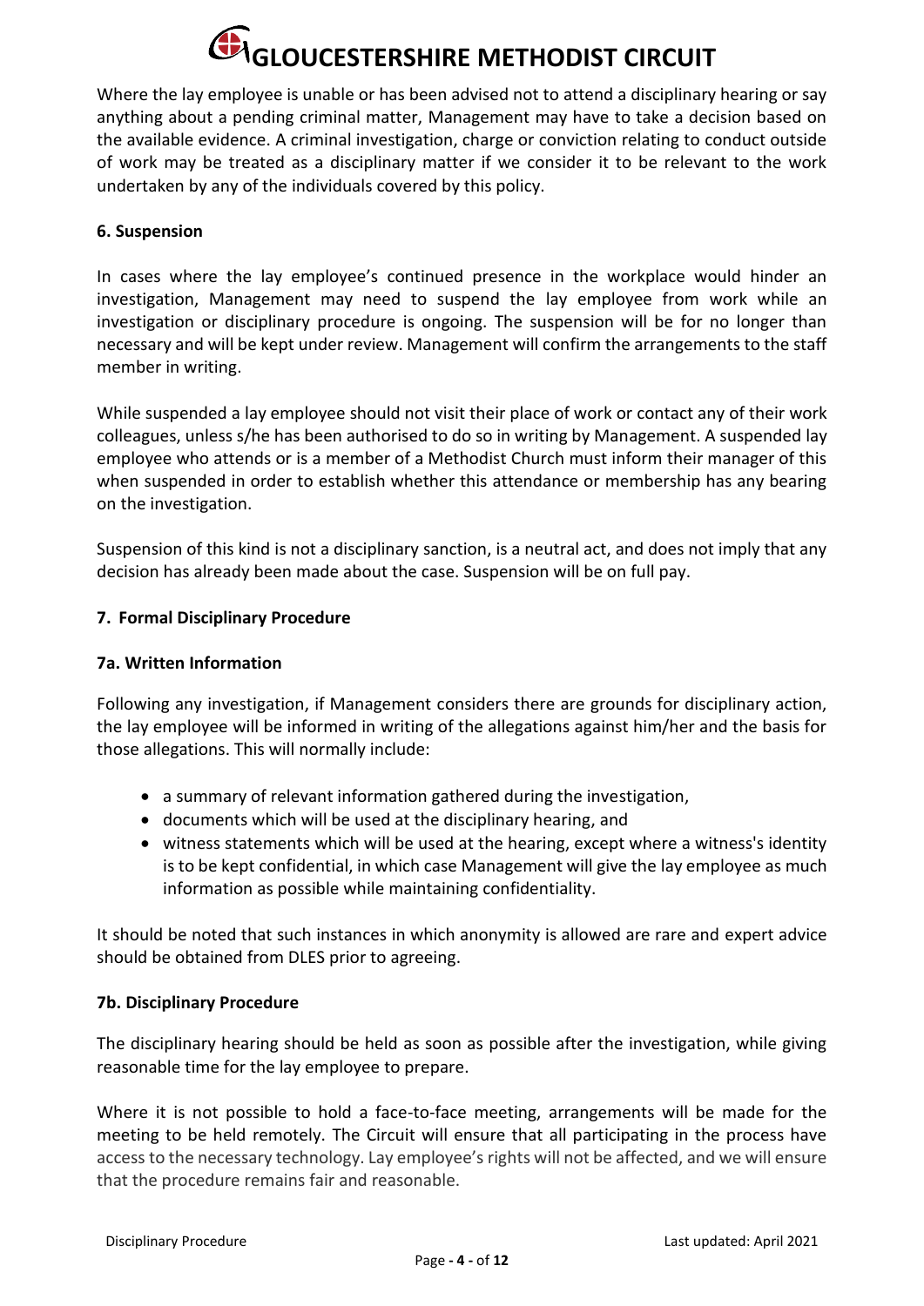Where the lay employee is unable or has been advised not to attend a disciplinary hearing or say anything about a pending criminal matter, Management may have to take a decision based on the available evidence. A criminal investigation, charge or conviction relating to conduct outside of work may be treated as a disciplinary matter if we consider it to be relevant to the work undertaken by any of the individuals covered by this policy.

### 6. Suspension

In cases where the lay employee's continued presence in the workplace would hinder an investigation, Management may need to suspend the lay employee from work while an investigation or disciplinary procedure is ongoing. The suspension will be for no longer than necessary and will be kept under review. Management will confirm the arrangements to the staff member in writing.

While suspended a lay employee should not visit their place of work or contact any of their work colleagues, unless s/he has been authorised to do so in writing by Management. A suspended lay employee who attends or is a member of a Methodist Church must inform their manager of this when suspended in order to establish whether this attendance or membership has any bearing on the investigation.

Suspension of this kind is not a disciplinary sanction, is a neutral act, and does not imply that any decision has already been made about the case. Suspension will be on full pay.

### 7. Formal Disciplinary Procedure

#### 7a. Written Information

Following any investigation, if Management considers there are grounds for disciplinary action, the lay employee will be informed in writing of the allegations against him/her and the basis for those allegations. This will normally include:

- a summary of relevant information gathered during the investigation,
- documents which will be used at the disciplinary hearing, and
- witness statements which will be used at the hearing, except where a witness's identity is to be kept confidential, in which case Management will give the lay employee as much information as possible while maintaining confidentiality.

It should be noted that such instances in which anonymity is allowed are rare and expert advice should be obtained from DLES prior to agreeing.

#### 7b. Disciplinary Procedure

The disciplinary hearing should be held as soon as possible after the investigation, while giving reasonable time for the lay employee to prepare.

Where it is not possible to hold a face-to-face meeting, arrangements will be made for the meeting to be held remotely. The Circuit will ensure that all participating in the process have access to the necessary technology. Lay employee's rights will not be affected, and we will ensure that the procedure remains fair and reasonable.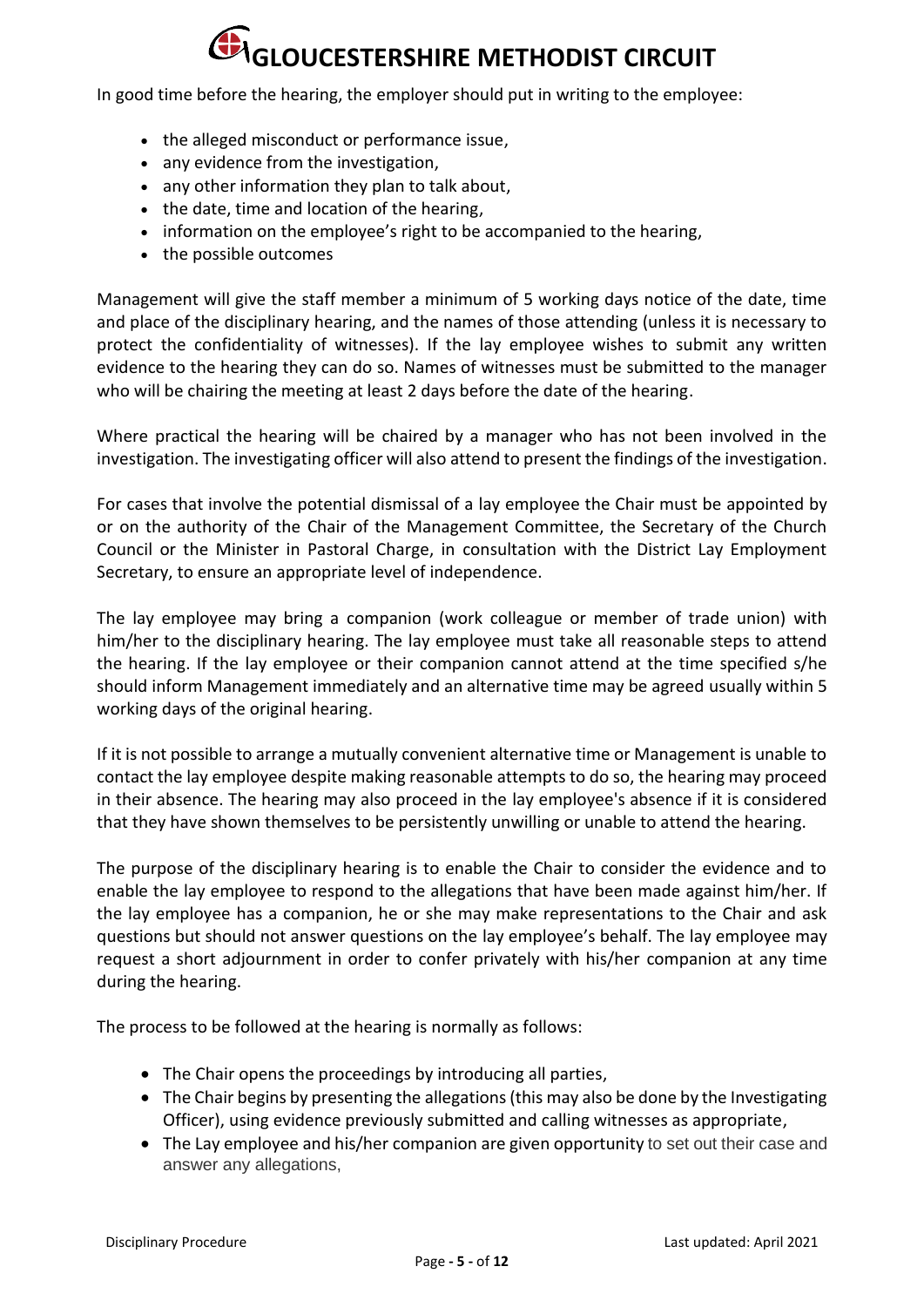In good time before the hearing, the employer should put in writing to the employee:

- the alleged misconduct or performance issue,
- any evidence from the investigation,
- any other information they plan to talk about,
- the date, time and location of the hearing,
- information on the employee's right to be accompanied to the hearing,
- the possible outcomes

Management will give the staff member a minimum of 5 working days notice of the date, time and place of the disciplinary hearing, and the names of those attending (unless it is necessary to protect the confidentiality of witnesses). If the lay employee wishes to submit any written evidence to the hearing they can do so. Names of witnesses must be submitted to the manager who will be chairing the meeting at least 2 days before the date of the hearing.

Where practical the hearing will be chaired by a manager who has not been involved in the investigation. The investigating officer will also attend to present the findings of the investigation.

For cases that involve the potential dismissal of a lay employee the Chair must be appointed by or on the authority of the Chair of the Management Committee, the Secretary of the Church Council or the Minister in Pastoral Charge, in consultation with the District Lay Employment Secretary, to ensure an appropriate level of independence.

The lay employee may bring a companion (work colleague or member of trade union) with him/her to the disciplinary hearing. The lay employee must take all reasonable steps to attend the hearing. If the lay employee or their companion cannot attend at the time specified s/he should inform Management immediately and an alternative time may be agreed usually within 5 working days of the original hearing.

If it is not possible to arrange a mutually convenient alternative time or Management is unable to contact the lay employee despite making reasonable attempts to do so, the hearing may proceed in their absence. The hearing may also proceed in the lay employee's absence if it is considered that they have shown themselves to be persistently unwilling or unable to attend the hearing.

The purpose of the disciplinary hearing is to enable the Chair to consider the evidence and to enable the lay employee to respond to the allegations that have been made against him/her. If the lay employee has a companion, he or she may make representations to the Chair and ask questions but should not answer questions on the lay employee's behalf. The lay employee may request a short adjournment in order to confer privately with his/her companion at any time during the hearing.

The process to be followed at the hearing is normally as follows:

- The Chair opens the proceedings by introducing all parties,
- The Chair begins by presenting the allegations (this may also be done by the Investigating Officer), using evidence previously submitted and calling witnesses as appropriate,
- The Lay employee and his/her companion are given opportunity to set out their case and answer any allegations,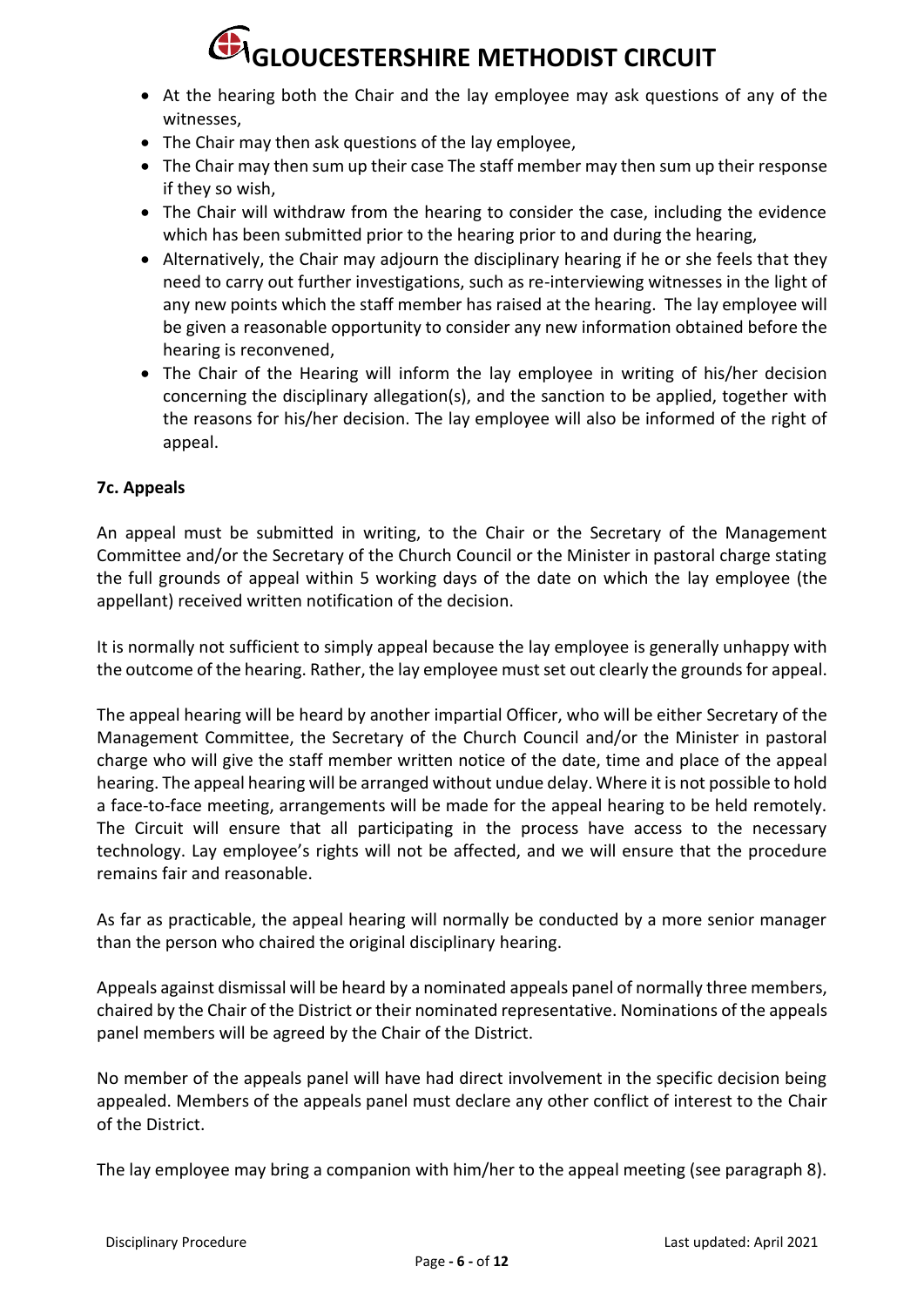- At the hearing both the Chair and the lay employee may ask questions of any of the witnesses,
- The Chair may then ask questions of the lay employee,
- The Chair may then sum up their case The staff member may then sum up their response if they so wish,
- The Chair will withdraw from the hearing to consider the case, including the evidence which has been submitted prior to the hearing prior to and during the hearing,
- Alternatively, the Chair may adjourn the disciplinary hearing if he or she feels that they need to carry out further investigations, such as re-interviewing witnesses in the light of any new points which the staff member has raised at the hearing. The lay employee will be given a reasonable opportunity to consider any new information obtained before the hearing is reconvened,
- The Chair of the Hearing will inform the lay employee in writing of his/her decision concerning the disciplinary allegation(s), and the sanction to be applied, together with the reasons for his/her decision. The lay employee will also be informed of the right of appeal.

**7c. Appeals**

An appeal must be submitted in writing, to the Chair or the Secretary of the Management Committee and/or the Secretary of the Church Council or the Minister in pastoral charge stating the full grounds of appeal within 5 working days of the date on which the lay employee (the appellant) received written notification of the decision.

It is normally not sufficient to simply appeal because the lay employee is generally unhappy with the outcome of the hearing. Rather, the lay employee must set out clearly the grounds for appeal.

The appeal hearing will be heard by another impartial Officer, who will be either Secretary of the Management Committee, the Secretary of the Church Council and/or the Minister in pastoral charge who will give the staff member written notice of the date, time and place of the appeal hearing. The appeal hearing will be arranged without undue delay. Where it is not possible to hold a face-to-face meeting, arrangements will be made for the appeal hearing to be held remotely. The Circuit will ensure that all participating in the process have access to the necessary technology. Lay employee's rights will not be affected, and we will ensure that the procedure remains fair and reasonable.

As far as practicable, the appeal hearing will normally be conducted by a more senior manager than the person who chaired the original disciplinary hearing.

Appeals against dismissal will be heard by a nominated appeals panel of normally three members, chaired by the Chair of the District or their nominated representative. Nominations of the appeals panel members will be agreed by the Chair of the District.

No member of the appeals panel will have had direct involvement in the specific decision being appealed. Members of the appeals panel must declare any other conflict of interest to the Chair of the District.

The lay employee may bring a companion with him/her to the appeal meeting (see paragraph 8).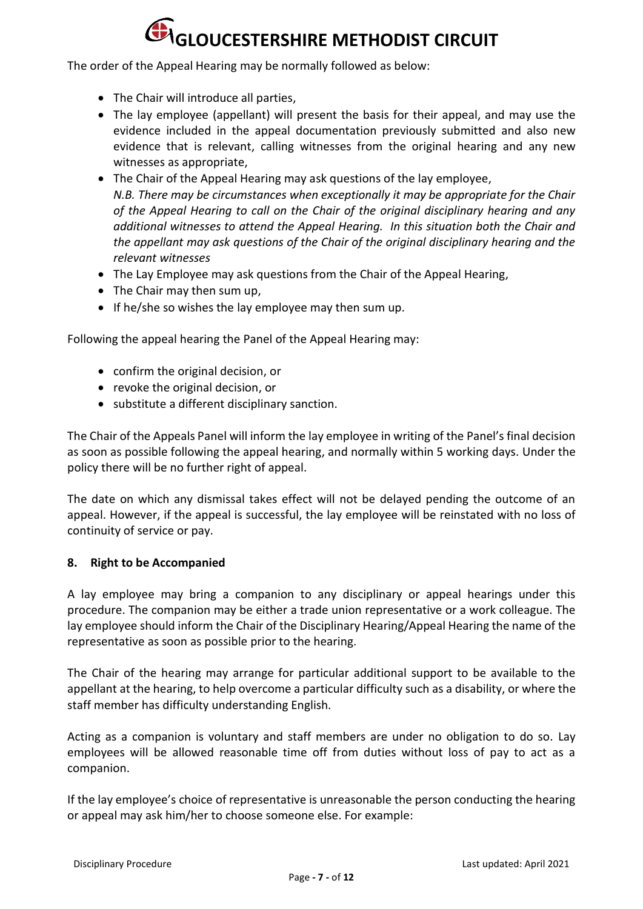The order of the Appeal Hearing may be normally followed as below:

- The Chair will introduce all parties,
- The lay employee (appellant) will present the basis for their appeal, and may use the evidence included in the appeal documentation previously submitted and also new evidence that is relevant, calling witnesses from the original hearing and any new witnesses as appropriate,
- The Chair of the Appeal Hearing may ask questions of the lay employee,
  *N.B. There may be circumstances when exceptionally it may be appropriate for the Chair of the Appeal Hearing to call on the Chair of the original disciplinary hearing and any additional witnesses to attend the Appeal Hearing. In this situation both the Chair and the appellant may ask questions of the Chair of the original disciplinary hearing and the relevant witnesses*
- The Lay Employee may ask questions from the Chair of the Appeal Hearing,
- The Chair may then sum up,
- If he/she so wishes the lay employee may then sum up.

Following the appeal hearing the Panel of the Appeal Hearing may:

- confirm the original decision, or
- revoke the original decision, or
- substitute a different disciplinary sanction.

The Chair of the Appeals Panel will inform the lay employee in writing of the Panel's final decision as soon as possible following the appeal hearing, and normally within 5 working days. Under the policy there will be no further right of appeal.

The date on which any dismissal takes effect will not be delayed pending the outcome of an appeal. However, if the appeal is successful, the lay employee will be reinstated with no loss of continuity of service or pay.

### 8. Right to be Accompanied

A lay employee may bring a companion to any disciplinary or appeal hearings under this procedure. The companion may be either a trade union representative or a work colleague. The lay employee should inform the Chair of the Disciplinary Hearing/Appeal Hearing the name of the representative as soon as possible prior to the hearing.

The Chair of the hearing may arrange for particular additional support to be available to the appellant at the hearing, to help overcome a particular difficulty such as a disability, or where the staff member has difficulty understanding English.

Acting as a companion is voluntary and staff members are under no obligation to do so. Lay employees will be allowed reasonable time off from duties without loss of pay to act as a companion.

If the lay employee's choice of representative is unreasonable the person conducting the hearing or appeal may ask him/her to choose someone else. For example: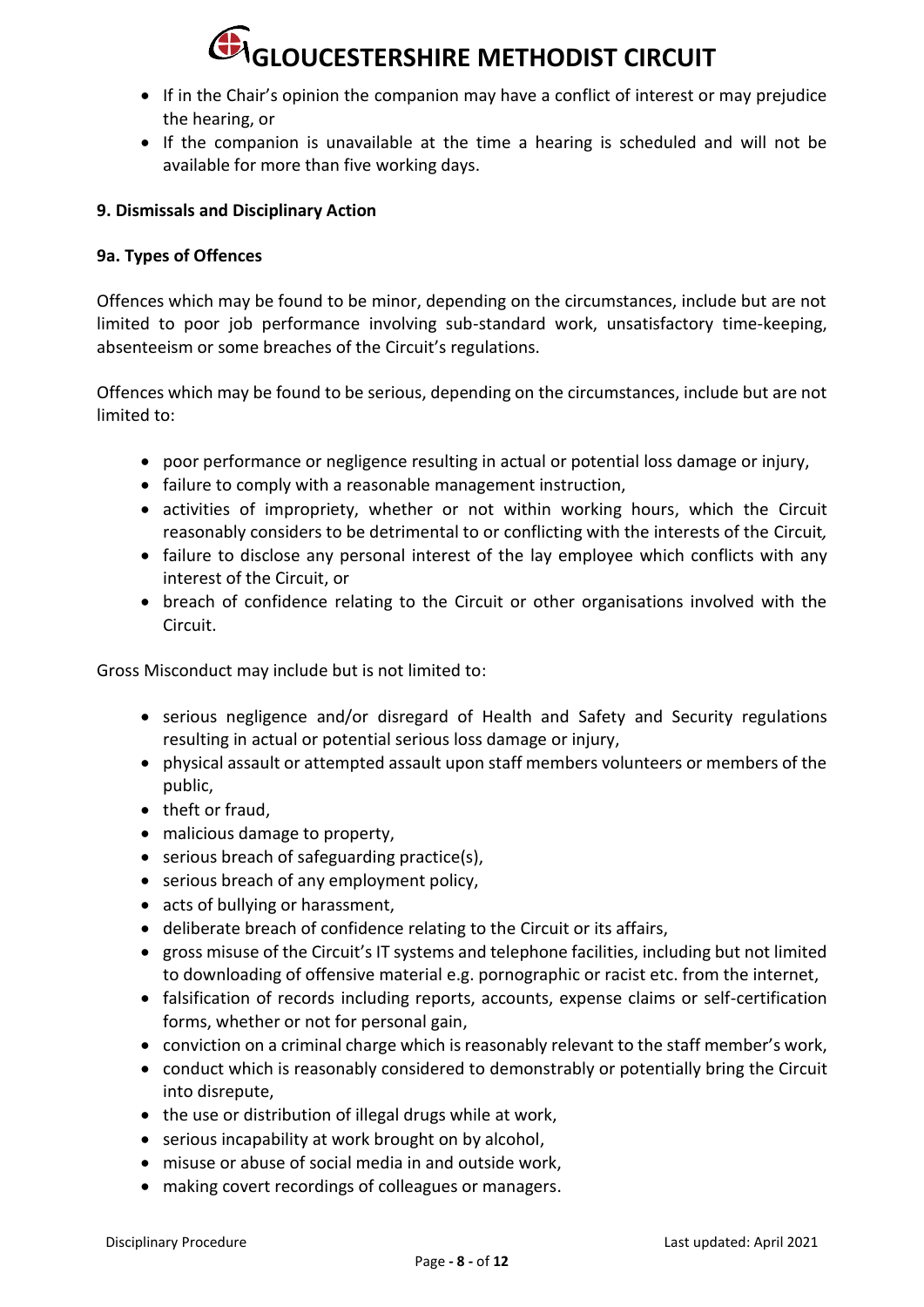- If in the Chair's opinion the companion may have a conflict of interest or may prejudice the hearing, or
- If the companion is unavailable at the time a hearing is scheduled and will not be available for more than five working days.

### 9. Dismissals and Disciplinary Action

### 9a. Types of Offences

Offences which may be found to be minor, depending on the circumstances, include but are not limited to poor job performance involving sub-standard work, unsatisfactory time-keeping, absenteeism or some breaches of the Circuit's regulations.

Offences which may be found to be serious, depending on the circumstances, include but are not limited to:

- poor performance or negligence resulting in actual or potential loss damage or injury,
- failure to comply with a reasonable management instruction,
- activities of impropriety, whether or not within working hours, which the Circuit reasonably considers to be detrimental to or conflicting with the interests of the Circuit*,*
- failure to disclose any personal interest of the lay employee which conflicts with any interest of the Circuit, or
- breach of confidence relating to the Circuit or other organisations involved with the Circuit.

Gross Misconduct may include but is not limited to:

- serious negligence and/or disregard of Health and Safety and Security regulations resulting in actual or potential serious loss damage or injury,
- physical assault or attempted assault upon staff members volunteers or members of the public,
- theft or fraud,
- malicious damage to property,
- serious breach of safeguarding practice(s),
- serious breach of any employment policy,
- acts of bullying or harassment,
- deliberate breach of confidence relating to the Circuit or its affairs,
- gross misuse of the Circuit's IT systems and telephone facilities, including but not limited to downloading of offensive material e.g. pornographic or racist etc. from the internet,
- falsification of records including reports, accounts, expense claims or self-certification forms, whether or not for personal gain,
- conviction on a criminal charge which is reasonably relevant to the staff member's work,
- conduct which is reasonably considered to demonstrably or potentially bring the Circuit into disrepute,
- the use or distribution of illegal drugs while at work,
- serious incapability at work brought on by alcohol,
- misuse or abuse of social media in and outside work,
- making covert recordings of colleagues or managers.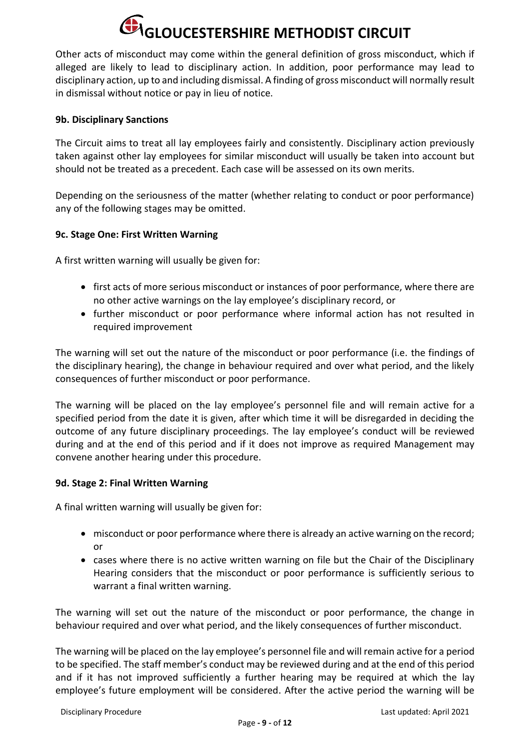Other acts of misconduct may come within the general definition of gross misconduct, which if alleged are likely to lead to disciplinary action. In addition, poor performance may lead to disciplinary action, up to and including dismissal. A finding of gross misconduct will normally result in dismissal without notice or pay in lieu of notice.

### 9b. Disciplinary Sanctions

The Circuit aims to treat all lay employees fairly and consistently. Disciplinary action previously taken against other lay employees for similar misconduct will usually be taken into account but should not be treated as a precedent. Each case will be assessed on its own merits.

Depending on the seriousness of the matter (whether relating to conduct or poor performance) any of the following stages may be omitted.

### 9c. Stage One: First Written Warning

A first written warning will usually be given for:

- first acts of more serious misconduct or instances of poor performance, where there are no other active warnings on the lay employee's disciplinary record, or
- further misconduct or poor performance where informal action has not resulted in required improvement

The warning will set out the nature of the misconduct or poor performance (i.e. the findings of the disciplinary hearing), the change in behaviour required and over what period, and the likely consequences of further misconduct or poor performance.

The warning will be placed on the lay employee's personnel file and will remain active for a specified period from the date it is given, after which time it will be disregarded in deciding the outcome of any future disciplinary proceedings. The lay employee's conduct will be reviewed during and at the end of this period and if it does not improve as required Management may convene another hearing under this procedure.

### 9d. Stage 2: Final Written Warning

A final written warning will usually be given for:

- misconduct or poor performance where there is already an active warning on the record; or
- cases where there is no active written warning on file but the Chair of the Disciplinary Hearing considers that the misconduct or poor performance is sufficiently serious to warrant a final written warning.

The warning will set out the nature of the misconduct or poor performance, the change in behaviour required and over what period, and the likely consequences of further misconduct.

The warning will be placed on the lay employee's personnel file and will remain active for a period to be specified. The staff member's conduct may be reviewed during and at the end of this period and if it has not improved sufficiently a further hearing may be required at which the lay employee's future employment will be considered. After the active period the warning will be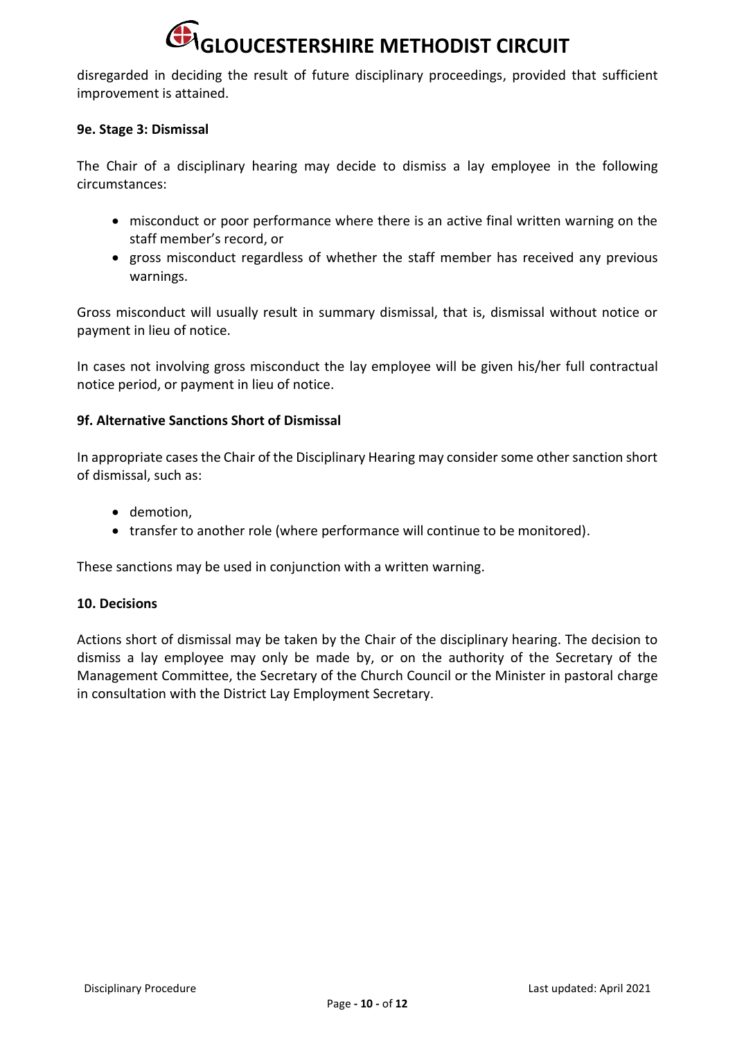disregarded in deciding the result of future disciplinary proceedings, provided that sufficient improvement is attained.

**9e. Stage 3: Dismissal**

The Chair of a disciplinary hearing may decide to dismiss a lay employee in the following circumstances:

- misconduct or poor performance where there is an active final written warning on the staff member's record, or
- gross misconduct regardless of whether the staff member has received any previous warnings.

Gross misconduct will usually result in summary dismissal, that is, dismissal without notice or payment in lieu of notice.

In cases not involving gross misconduct the lay employee will be given his/her full contractual notice period, or payment in lieu of notice.

**9f. Alternative Sanctions Short of Dismissal**

In appropriate cases the Chair of the Disciplinary Hearing may consider some other sanction short of dismissal, such as:

- demotion,
- transfer to another role (where performance will continue to be monitored).

These sanctions may be used in conjunction with a written warning.

**10. Decisions**

Actions short of dismissal may be taken by the Chair of the disciplinary hearing. The decision to dismiss a lay employee may only be made by, or on the authority of the Secretary of the Management Committee, the Secretary of the Church Council or the Minister in pastoral charge in consultation with the District Lay Employment Secretary.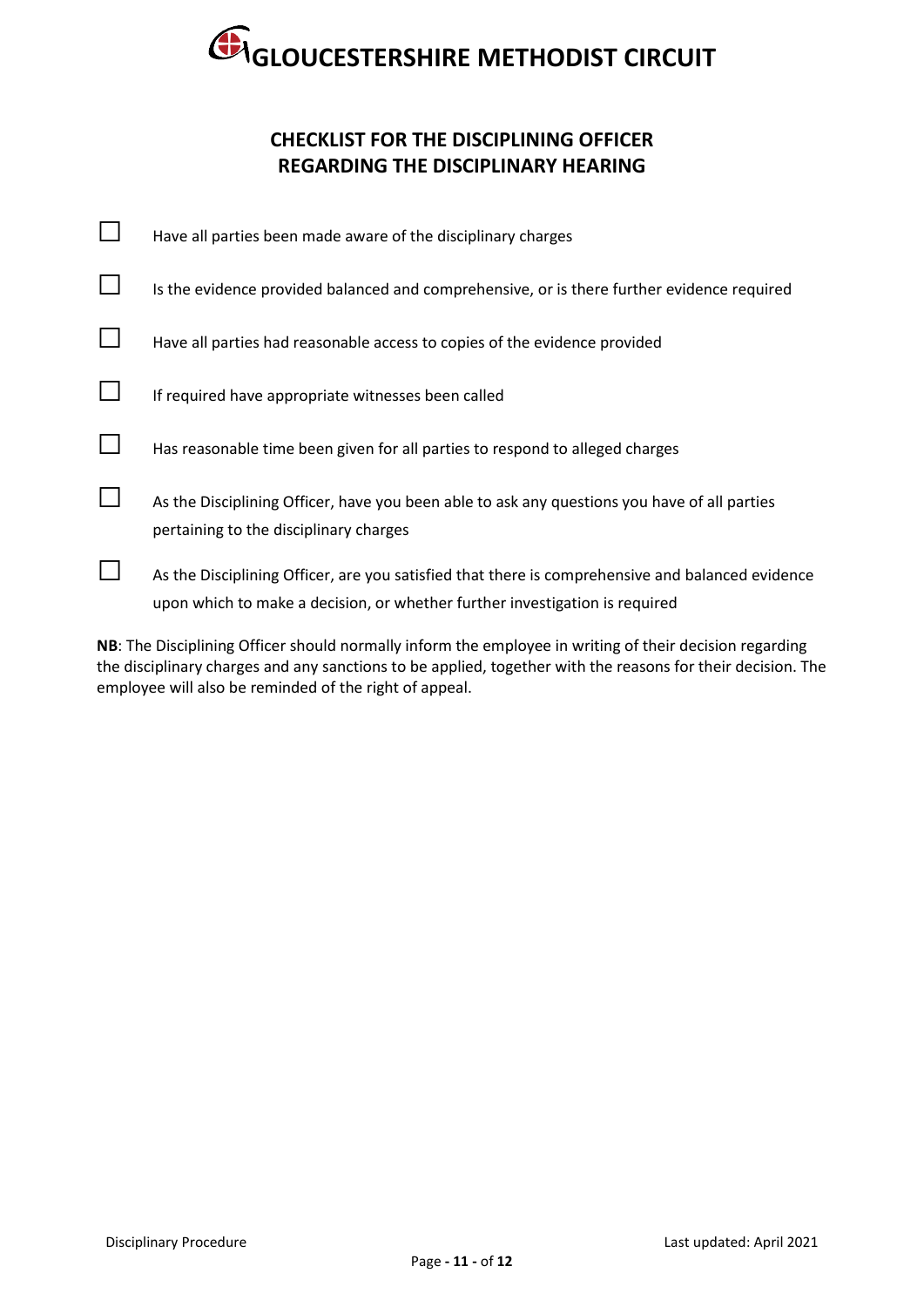# GLOUCESTERSHIRE METHODIST CIRCUIT

## CHECKLIST FOR THE DISCIPLINING OFFICER REGARDING THE DISCIPLINARY HEARING

- ☐ Have all parties been made aware of the disciplinary charges
- ☐ Is the evidence provided balanced and comprehensive, or is there further evidence required
- ☐ Have all parties had reasonable access to copies of the evidence provided
- ☐ If required have appropriate witnesses been called
- ☐ Has reasonable time been given for all parties to respond to alleged charges
- ☐ As the Disciplining Officer, have you been able to ask any questions you have of all parties pertaining to the disciplinary charges
- ☐ As the Disciplining Officer, are you satisfied that there is comprehensive and balanced evidence upon which to make a decision, or whether further investigation is required

**NB**: The Disciplining Officer should normally inform the employee in writing of their decision regarding the disciplinary charges and any sanctions to be applied, together with the reasons for their decision. The employee will also be reminded of the right of appeal.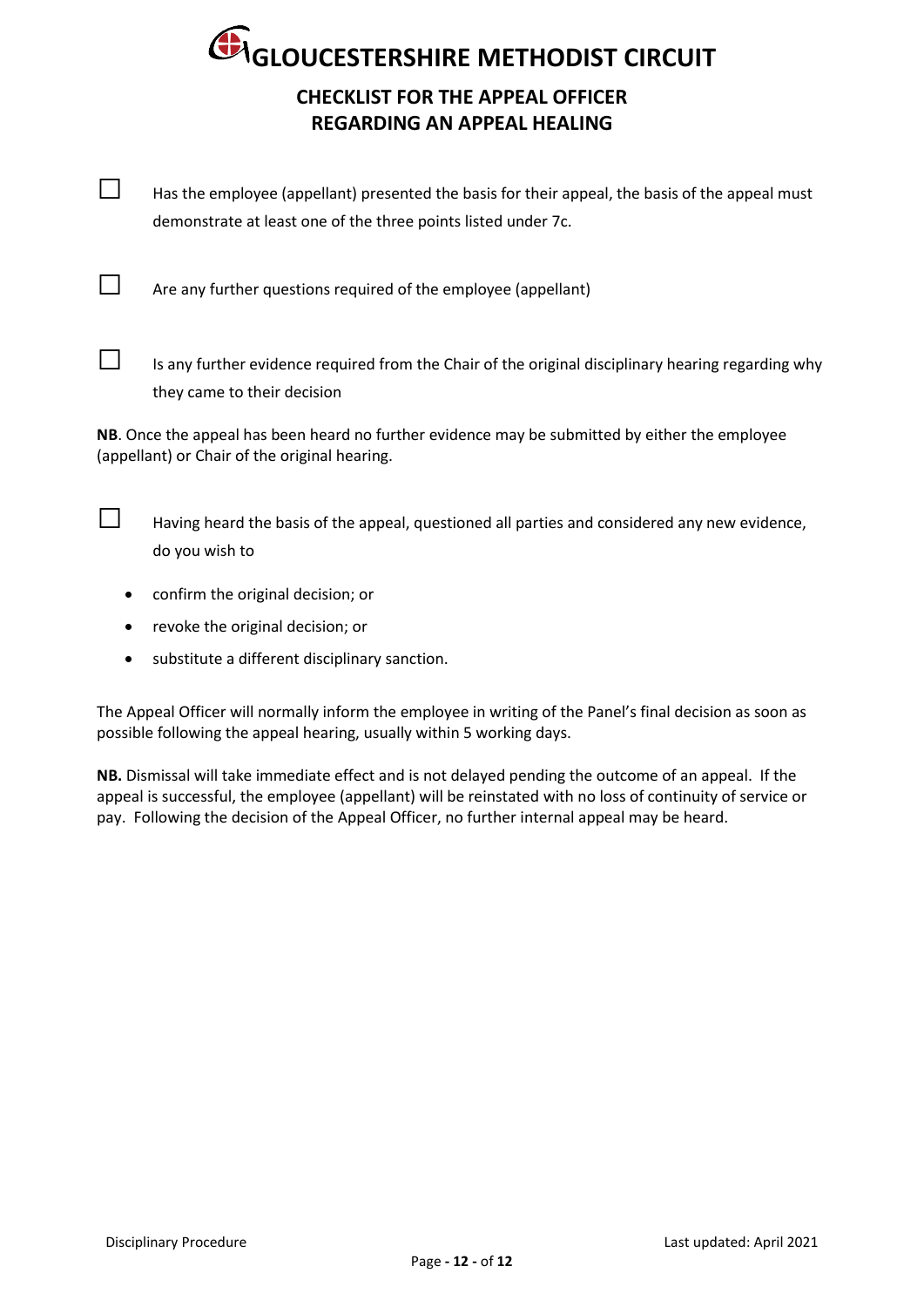# GLOUCESTERSHIRE METHODIST CIRCUIT

## CHECKLIST FOR THE APPEAL OFFICER REGARDING AN APPEAL HEALING

☐ Has the employee (appellant) presented the basis for their appeal, the basis of the appeal must demonstrate at least one of the three points listed under 7c.

☐ Are any further questions required of the employee (appellant)

☐ Is any further evidence required from the Chair of the original disciplinary hearing regarding why they came to their decision

**NB**. Once the appeal has been heard no further evidence may be submitted by either the employee (appellant) or Chair of the original hearing.

☐ Having heard the basis of the appeal, questioned all parties and considered any new evidence, do you wish to

- confirm the original decision; or
- revoke the original decision; or
- substitute a different disciplinary sanction.

The Appeal Officer will normally inform the employee in writing of the Panel's final decision as soon as possible following the appeal hearing, usually within 5 working days.

**NB.** Dismissal will take immediate effect and is not delayed pending the outcome of an appeal. If the appeal is successful, the employee (appellant) will be reinstated with no loss of continuity of service or pay. Following the decision of the Appeal Officer, no further internal appeal may be heard.